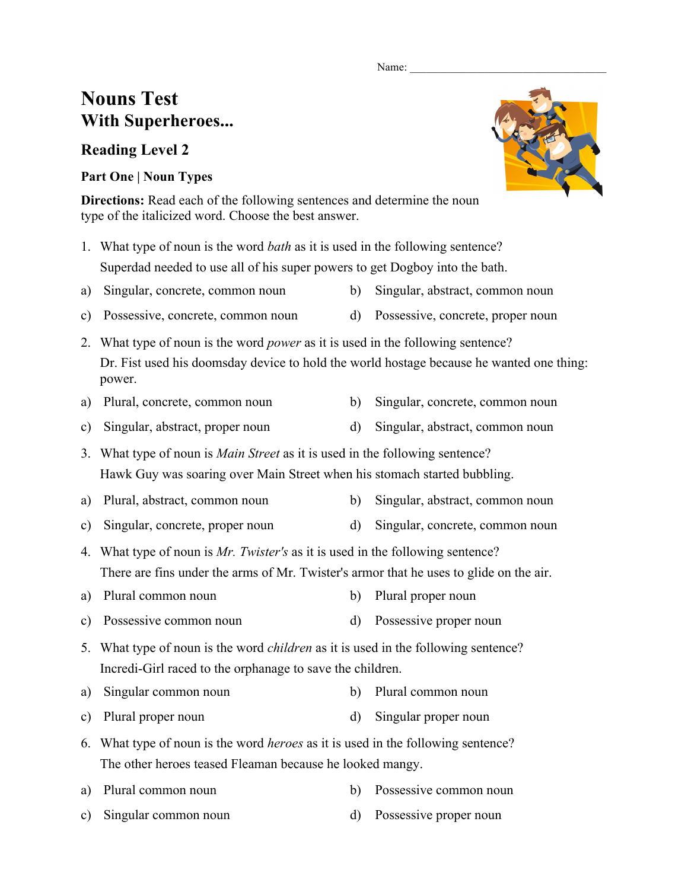Name: ___________________________________

# Nouns Test
## With Superheroes...

### Reading Level 2

**Part One | Noun Types**

**Directions:** Read each of the following sentences and determine the noun type of the italicized word. Choose the best answer.

1. What type of noun is the word *bath* as it is used in the following sentence?

   Superdad needed to use all of his super powers to get Dogboy into the bath.

a) Singular, concrete, common noun
b) Singular, abstract, common noun
c) Possessive, concrete, common noun
d) Possessive, concrete, proper noun

2. What type of noun is the word *power* as it is used in the following sentence?

   Dr. Fist used his doomsday device to hold the world hostage because he wanted one thing: power.

a) Plural, concrete, common noun
b) Singular, concrete, common noun
c) Singular, abstract, proper noun
d) Singular, abstract, common noun

3. What type of noun is *Main Street* as it is used in the following sentence?

   Hawk Guy was soaring over Main Street when his stomach started bubbling.

a) Plural, abstract, common noun
b) Singular, abstract, common noun
c) Singular, concrete, proper noun
d) Singular, concrete, common noun

4. What type of noun is *Mr. Twister's* as it is used in the following sentence?

   There are fins under the arms of Mr. Twister's armor that he uses to glide on the air.

a) Plural common noun
b) Plural proper noun
c) Possessive common noun
d) Possessive proper noun

5. What type of noun is the word *children* as it is used in the following sentence?

   Incredi-Girl raced to the orphanage to save the children.

a) Singular common noun
b) Plural common noun
c) Plural proper noun
d) Singular proper noun

6. What type of noun is the word *heroes* as it is used in the following sentence?

   The other heroes teased Fleaman because he looked mangy.

a) Plural common noun
b) Possessive common noun
c) Singular common noun
d) Possessive proper noun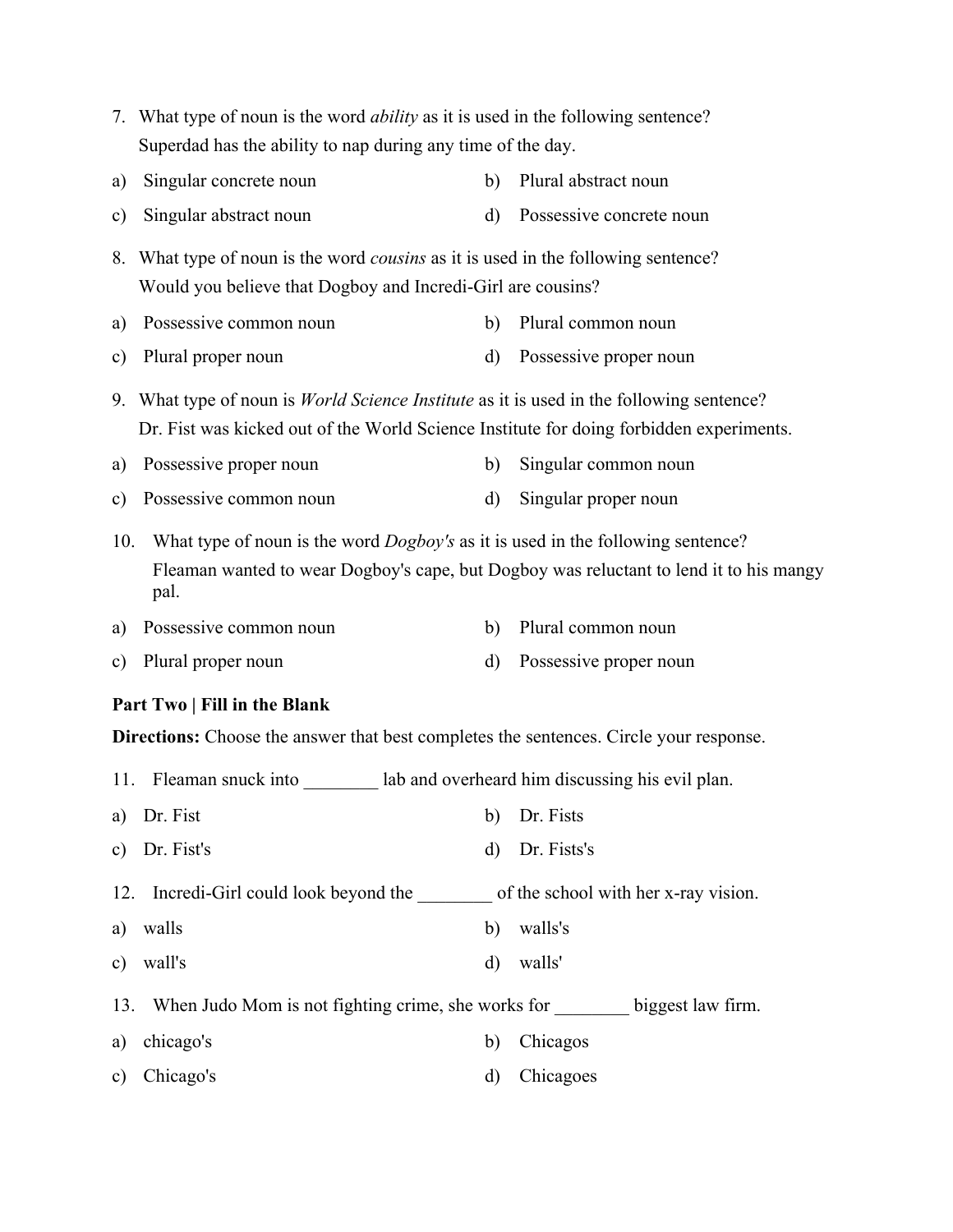7. What type of noun is the word *ability* as it is used in the following sentence?
   Superdad has the ability to nap during any time of the day.

a) Singular concrete noun
b) Plural abstract noun
c) Singular abstract noun
d) Possessive concrete noun

8. What type of noun is the word *cousins* as it is used in the following sentence?
   Would you believe that Dogboy and Incredi-Girl are cousins?

a) Possessive common noun
b) Plural common noun
c) Plural proper noun
d) Possessive proper noun

9. What type of noun is *World Science Institute* as it is used in the following sentence?
   Dr. Fist was kicked out of the World Science Institute for doing forbidden experiments.

a) Possessive proper noun
b) Singular common noun
c) Possessive common noun
d) Singular proper noun

10. What type of noun is the word *Dogboy's* as it is used in the following sentence?
    Fleaman wanted to wear Dogboy's cape, but Dogboy was reluctant to lend it to his mangy pal.

a) Possessive common noun
b) Plural common noun
c) Plural proper noun
d) Possessive proper noun

**Part Two | Fill in the Blank**

**Directions:** Choose the answer that best completes the sentences. Circle your response.

11. Fleaman snuck into ________ lab and overheard him discussing his evil plan.

a) Dr. Fist
b) Dr. Fists
c) Dr. Fist's
d) Dr. Fists's

12. Incredi-Girl could look beyond the ________ of the school with her x-ray vision.

a) walls
b) walls's
c) wall's
d) walls'

13. When Judo Mom is not fighting crime, she works for ________ biggest law firm.

a) chicago's
b) Chicagos
c) Chicago's
d) Chicagoes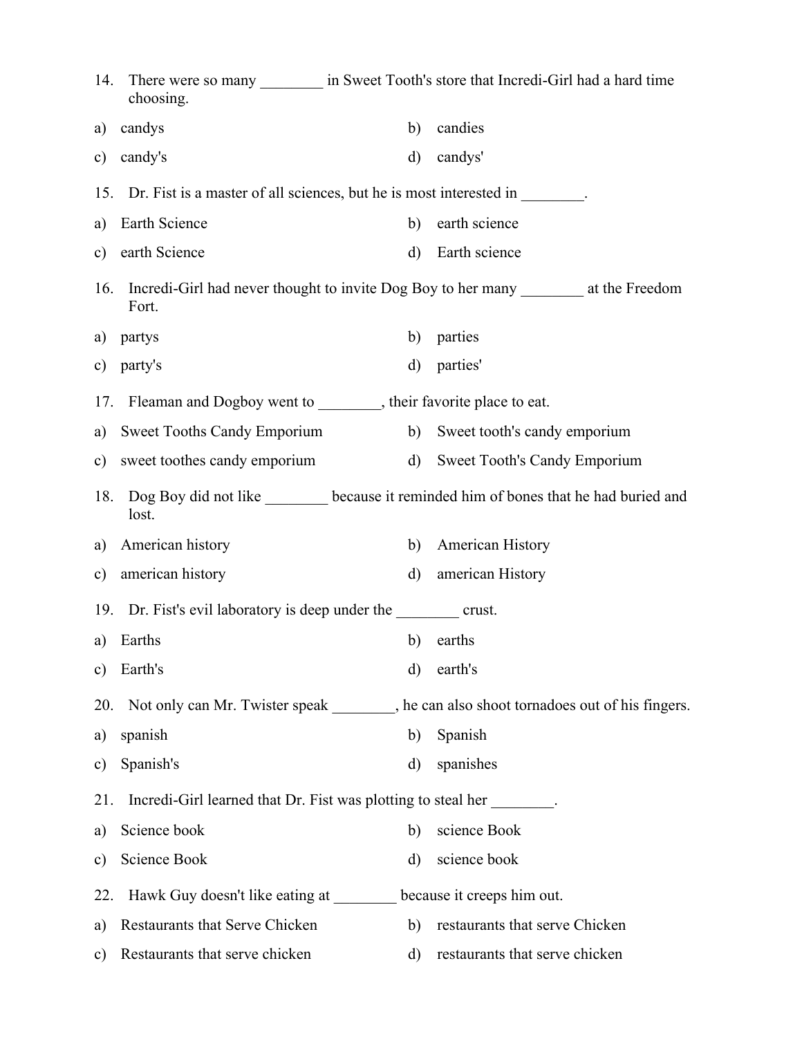14. There were so many ________ in Sweet Tooth's store that Incredi-Girl had a hard time choosing.

a) candys
b) candies
c) candy's
d) candys'

15. Dr. Fist is a master of all sciences, but he is most interested in ________.

a) Earth Science
b) earth science
c) earth Science
d) Earth science

16. Incredi-Girl had never thought to invite Dog Boy to her many ________ at the Freedom Fort.

a) partys
b) parties
c) party's
d) parties'

17. Fleaman and Dogboy went to ________, their favorite place to eat.

a) Sweet Tooths Candy Emporium
b) Sweet tooth's candy emporium
c) sweet toothes candy emporium
d) Sweet Tooth's Candy Emporium

18. Dog Boy did not like ________ because it reminded him of bones that he had buried and lost.

a) American history
b) American History
c) american history
d) american History

19. Dr. Fist's evil laboratory is deep under the ________ crust.

a) Earths
b) earths
c) Earth's
d) earth's

20. Not only can Mr. Twister speak ________, he can also shoot tornadoes out of his fingers.

a) spanish
b) Spanish
c) Spanish's
d) spanishes

21. Incredi-Girl learned that Dr. Fist was plotting to steal her ________.

a) Science book
b) science Book
c) Science Book
d) science book

22. Hawk Guy doesn't like eating at ________ because it creeps him out.

a) Restaurants that Serve Chicken
b) restaurants that serve Chicken
c) Restaurants that serve chicken
d) restaurants that serve chicken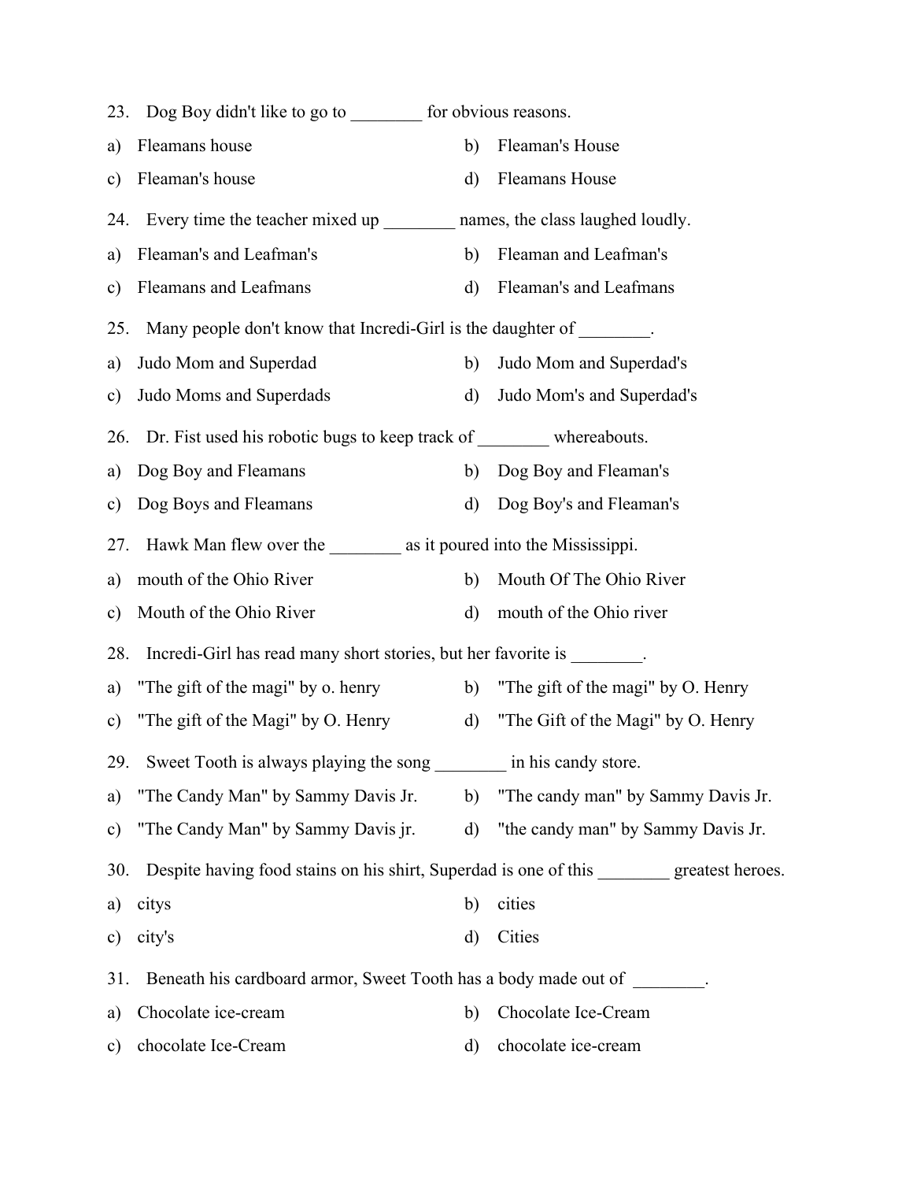23. Dog Boy didn't like to go to ________ for obvious reasons.

a) Fleamans house
b) Fleaman's House
c) Fleaman's house
d) Fleamans House

24. Every time the teacher mixed up ________ names, the class laughed loudly.

a) Fleaman's and Leafman's
b) Fleaman and Leafman's
c) Fleamans and Leafmans
d) Fleaman's and Leafmans

25. Many people don't know that Incredi-Girl is the daughter of ________.

a) Judo Mom and Superdad
b) Judo Mom and Superdad's
c) Judo Moms and Superdads
d) Judo Mom's and Superdad's

26. Dr. Fist used his robotic bugs to keep track of ________ whereabouts.

a) Dog Boy and Fleamans
b) Dog Boy and Fleaman's
c) Dog Boys and Fleamans
d) Dog Boy's and Fleaman's

27. Hawk Man flew over the ________ as it poured into the Mississippi.

a) mouth of the Ohio River
b) Mouth Of The Ohio River
c) Mouth of the Ohio River
d) mouth of the Ohio river

28. Incredi-Girl has read many short stories, but her favorite is ________.

a) "The gift of the magi" by o. henry
b) "The gift of the magi" by O. Henry
c) "The gift of the Magi" by O. Henry
d) "The Gift of the Magi" by O. Henry

29. Sweet Tooth is always playing the song ________ in his candy store.

a) "The Candy Man" by Sammy Davis Jr.
b) "The candy man" by Sammy Davis Jr.
c) "The Candy Man" by Sammy Davis jr.
d) "the candy man" by Sammy Davis Jr.

30. Despite having food stains on his shirt, Superdad is one of this ________ greatest heroes.

a) citys
b) cities
c) city's
d) Cities

31. Beneath his cardboard armor, Sweet Tooth has a body made out of ________.

a) Chocolate ice-cream
b) Chocolate Ice-Cream
c) chocolate Ice-Cream
d) chocolate ice-cream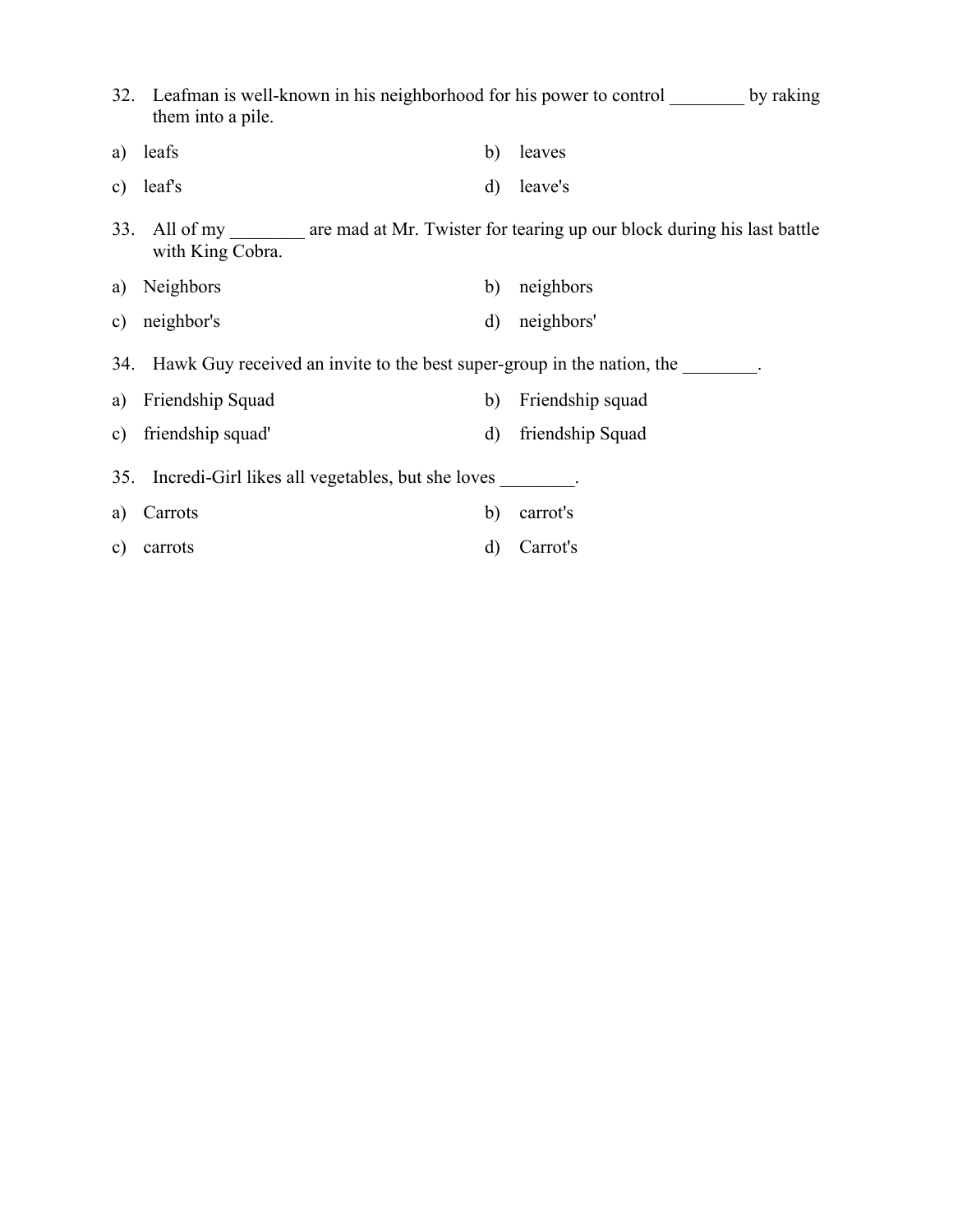32. Leafman is well-known in his neighborhood for his power to control ________ by raking them into a pile.

a) leafs
b) leaves
c) leaf's
d) leave's

33. All of my ________ are mad at Mr. Twister for tearing up our block during his last battle with King Cobra.

a) Neighbors
b) neighbors
c) neighbor's
d) neighbors'

34. Hawk Guy received an invite to the best super-group in the nation, the ________.

a) Friendship Squad
b) Friendship squad
c) friendship squad'
d) friendship Squad

35. Incredi-Girl likes all vegetables, but she loves ________.

a) Carrots
b) carrot's
c) carrots
d) Carrot's